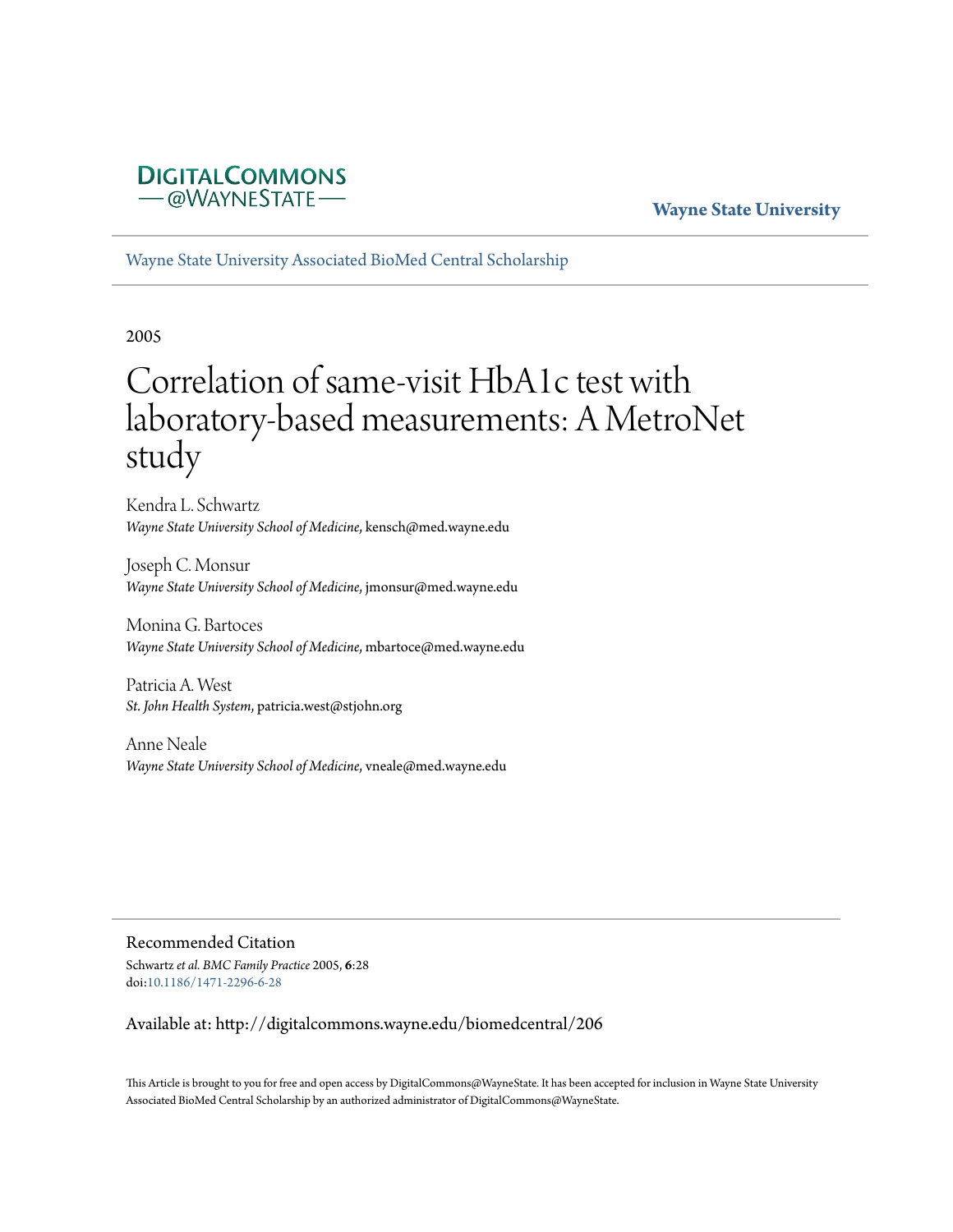DIGITALCOMMONS
— @WAYNESTATE —

**Wayne State University**

Wayne State University Associated BioMed Central Scholarship

2005

# Correlation of same-visit HbA1c test with laboratory-based measurements: A MetroNet study

Kendra L. Schwartz
*Wayne State University School of Medicine*, kensch@med.wayne.edu

Joseph C. Monsur
*Wayne State University School of Medicine*, jmonsur@med.wayne.edu

Monina G. Bartoces
*Wayne State University School of Medicine*, mbartoce@med.wayne.edu

Patricia A. West
*St. John Health System*, patricia.west@stjohn.org

Anne Neale
*Wayne State University School of Medicine*, vneale@med.wayne.edu

## Recommended Citation

Schwartz *et al. BMC Family Practice* 2005, **6**:28
doi:10.1186/1471-2296-6-28

Available at: http://digitalcommons.wayne.edu/biomedcentral/206

This Article is brought to you for free and open access by DigitalCommons@WayneState. It has been accepted for inclusion in Wayne State University Associated BioMed Central Scholarship by an authorized administrator of DigitalCommons@WayneState.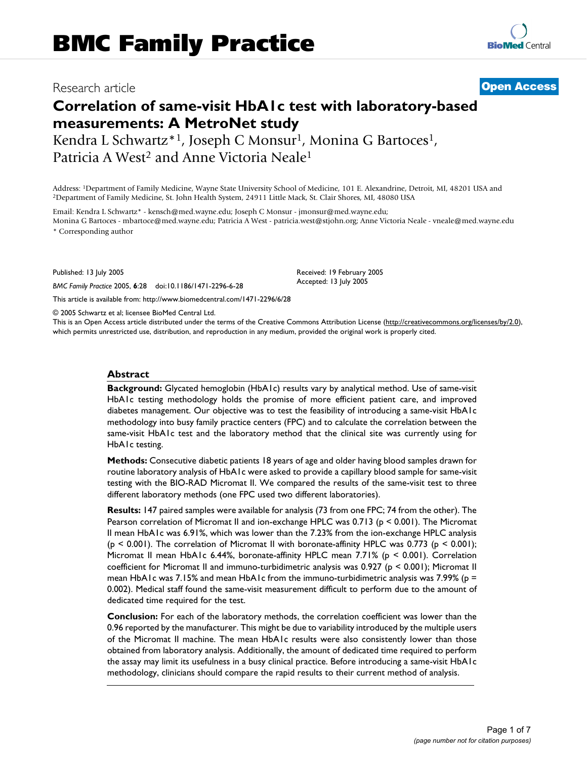# Correlation of same-visit HbA1c test with laboratory-based measurements: A MetroNet study

Kendra L Schwartz*[1], Joseph C Monsur[1], Monina G Bartoces[1], Patricia A West[2] and Anne Victoria Neale[1]

Address: [1]Department of Family Medicine, Wayne State University School of Medicine, 101 E. Alexandrine, Detroit, MI, 48201 USA and [2]Department of Family Medicine, St. John Health System, 24911 Little Mack, St. Clair Shores, MI, 48080 USA

Email: Kendra L Schwartz* - kensch@med.wayne.edu; Joseph C Monsur - jmonsur@med.wayne.edu; Monina G Bartoces - mbartoce@med.wayne.edu; Patricia A West - patricia.west@stjohn.org; Anne Victoria Neale - vneale@med.wayne.edu

* Corresponding author

Published: 13 July 2005

*BMC Family Practice* 2005, **6**:28 doi:10.1186/1471-2296-6-28

Received: 19 February 2005
Accepted: 13 July 2005

This article is available from: http://www.biomedcentral.com/1471-2296/6/28

© 2005 Schwartz et al; licensee BioMed Central Ltd.

This is an Open Access article distributed under the terms of the Creative Commons Attribution License (http://creativecommons.org/licenses/by/2.0), which permits unrestricted use, distribution, and reproduction in any medium, provided the original work is properly cited.

## Abstract

**Background:** Glycated hemoglobin (HbA1c) results vary by analytical method. Use of same-visit HbA1c testing methodology holds the promise of more efficient patient care, and improved diabetes management. Our objective was to test the feasibility of introducing a same-visit HbA1c methodology into busy family practice centers (FPC) and to calculate the correlation between the same-visit HbA1c test and the laboratory method that the clinical site was currently using for HbA1c testing.

**Methods:** Consecutive diabetic patients 18 years of age and older having blood samples drawn for routine laboratory analysis of HbA1c were asked to provide a capillary blood sample for same-visit testing with the BIO-RAD Micromat II. We compared the results of the same-visit test to three different laboratory methods (one FPC used two different laboratories).

**Results:** 147 paired samples were available for analysis (73 from one FPC; 74 from the other). The Pearson correlation of Micromat II and ion-exchange HPLC was 0.713 ($p < 0.001$). The Micromat II mean HbA1c was 6.91%, which was lower than the 7.23% from the ion-exchange HPLC analysis ($p < 0.001$). The correlation of Micromat II with boronate-affinity HPLC was 0.773 ($p < 0.001$); Micromat II mean HbA1c 6.44%, boronate-affinity HPLC mean 7.71% ($p < 0.001$). Correlation coefficient for Micromat II and immuno-turbidimetric analysis was 0.927 ($p < 0.001$); Micromat II mean HbA1c was 7.15% and mean HbA1c from the immuno-turbidimetric analysis was 7.99% ($p = 0.002$). Medical staff found the same-visit measurement difficult to perform due to the amount of dedicated time required for the test.

**Conclusion:** For each of the laboratory methods, the correlation coefficient was lower than the 0.96 reported by the manufacturer. This might be due to variability introduced by the multiple users of the Micromat II machine. The mean HbA1c results were also consistently lower than those obtained from laboratory analysis. Additionally, the amount of dedicated time required to perform the assay may limit its usefulness in a busy clinical practice. Before introducing a same-visit HbA1c methodology, clinicians should compare the rapid results to their current method of analysis.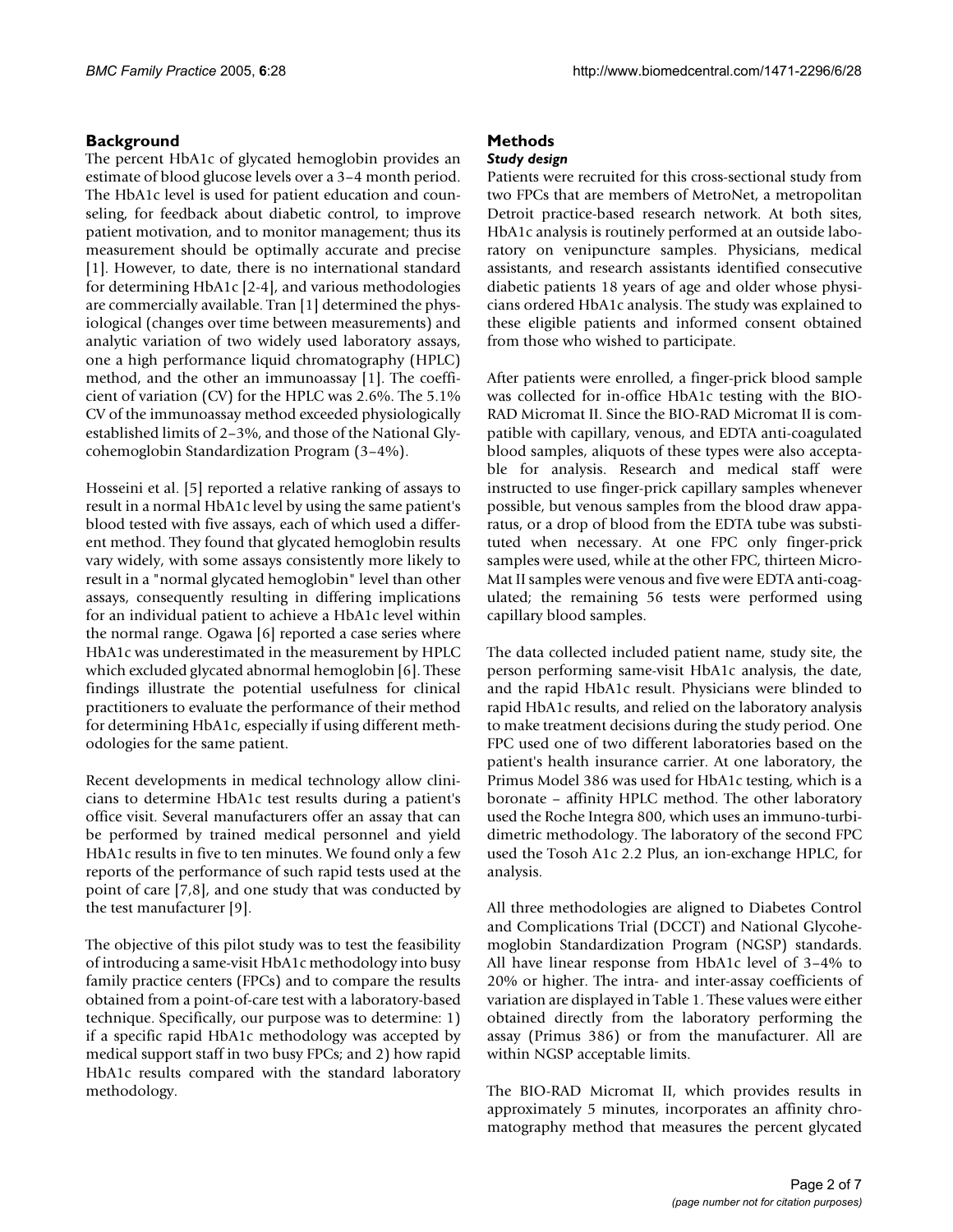## Background

The percent HbA1c of glycated hemoglobin provides an estimate of blood glucose levels over a 3–4 month period. The HbA1c level is used for patient education and counseling, for feedback about diabetic control, to improve patient motivation, and to monitor management; thus its measurement should be optimally accurate and precise [1]. However, to date, there is no international standard for determining HbA1c [2-4], and various methodologies are commercially available. Tran [1] determined the physiological (changes over time between measurements) and analytic variation of two widely used laboratory assays, one a high performance liquid chromatography (HPLC) method, and the other an immunoassay [1]. The coefficient of variation (CV) for the HPLC was 2.6%. The 5.1% CV of the immunoassay method exceeded physiologically established limits of 2–3%, and those of the National Glycohemoglobin Standardization Program (3–4%).

Hosseini et al. [5] reported a relative ranking of assays to result in a normal HbA1c level by using the same patient's blood tested with five assays, each of which used a different method. They found that glycated hemoglobin results vary widely, with some assays consistently more likely to result in a "normal glycated hemoglobin" level than other assays, consequently resulting in differing implications for an individual patient to achieve a HbA1c level within the normal range. Ogawa [6] reported a case series where HbA1c was underestimated in the measurement by HPLC which excluded glycated abnormal hemoglobin [6]. These findings illustrate the potential usefulness for clinical practitioners to evaluate the performance of their method for determining HbA1c, especially if using different methodologies for the same patient.

Recent developments in medical technology allow clinicians to determine HbA1c test results during a patient's office visit. Several manufacturers offer an assay that can be performed by trained medical personnel and yield HbA1c results in five to ten minutes. We found only a few reports of the performance of such rapid tests used at the point of care [7,8], and one study that was conducted by the test manufacturer [9].

The objective of this pilot study was to test the feasibility of introducing a same-visit HbA1c methodology into busy family practice centers (FPCs) and to compare the results obtained from a point-of-care test with a laboratory-based technique. Specifically, our purpose was to determine: 1) if a specific rapid HbA1c methodology was accepted by medical support staff in two busy FPCs; and 2) how rapid HbA1c results compared with the standard laboratory methodology.

## Methods

### *Study design*

Patients were recruited for this cross-sectional study from two FPCs that are members of MetroNet, a metropolitan Detroit practice-based research network. At both sites, HbA1c analysis is routinely performed at an outside laboratory on venipuncture samples. Physicians, medical assistants, and research assistants identified consecutive diabetic patients 18 years of age and older whose physicians ordered HbA1c analysis. The study was explained to these eligible patients and informed consent obtained from those who wished to participate.

After patients were enrolled, a finger-prick blood sample was collected for in-office HbA1c testing with the BIO-RAD Micromat II. Since the BIO-RAD Micromat II is compatible with capillary, venous, and EDTA anti-coagulated blood samples, aliquots of these types were also acceptable for analysis. Research and medical staff were instructed to use finger-prick capillary samples whenever possible, but venous samples from the blood draw apparatus, or a drop of blood from the EDTA tube was substituted when necessary. At one FPC only finger-prick samples were used, while at the other FPC, thirteen Micro-Mat II samples were venous and five were EDTA anti-coagulated; the remaining 56 tests were performed using capillary blood samples.

The data collected included patient name, study site, the person performing same-visit HbA1c analysis, the date, and the rapid HbA1c result. Physicians were blinded to rapid HbA1c results, and relied on the laboratory analysis to make treatment decisions during the study period. One FPC used one of two different laboratories based on the patient's health insurance carrier. At one laboratory, the Primus Model 386 was used for HbA1c testing, which is a boronate – affinity HPLC method. The other laboratory used the Roche Integra 800, which uses an immuno-turbidimetric methodology. The laboratory of the second FPC used the Tosoh A1c 2.2 Plus, an ion-exchange HPLC, for analysis.

All three methodologies are aligned to Diabetes Control and Complications Trial (DCCT) and National Glycohemoglobin Standardization Program (NGSP) standards. All have linear response from HbA1c level of 3–4% to 20% or higher. The intra- and inter-assay coefficients of variation are displayed in Table 1. These values were either obtained directly from the laboratory performing the assay (Primus 386) or from the manufacturer. All are within NGSP acceptable limits.

The BIO-RAD Micromat II, which provides results in approximately 5 minutes, incorporates an affinity chromatography method that measures the percent glycated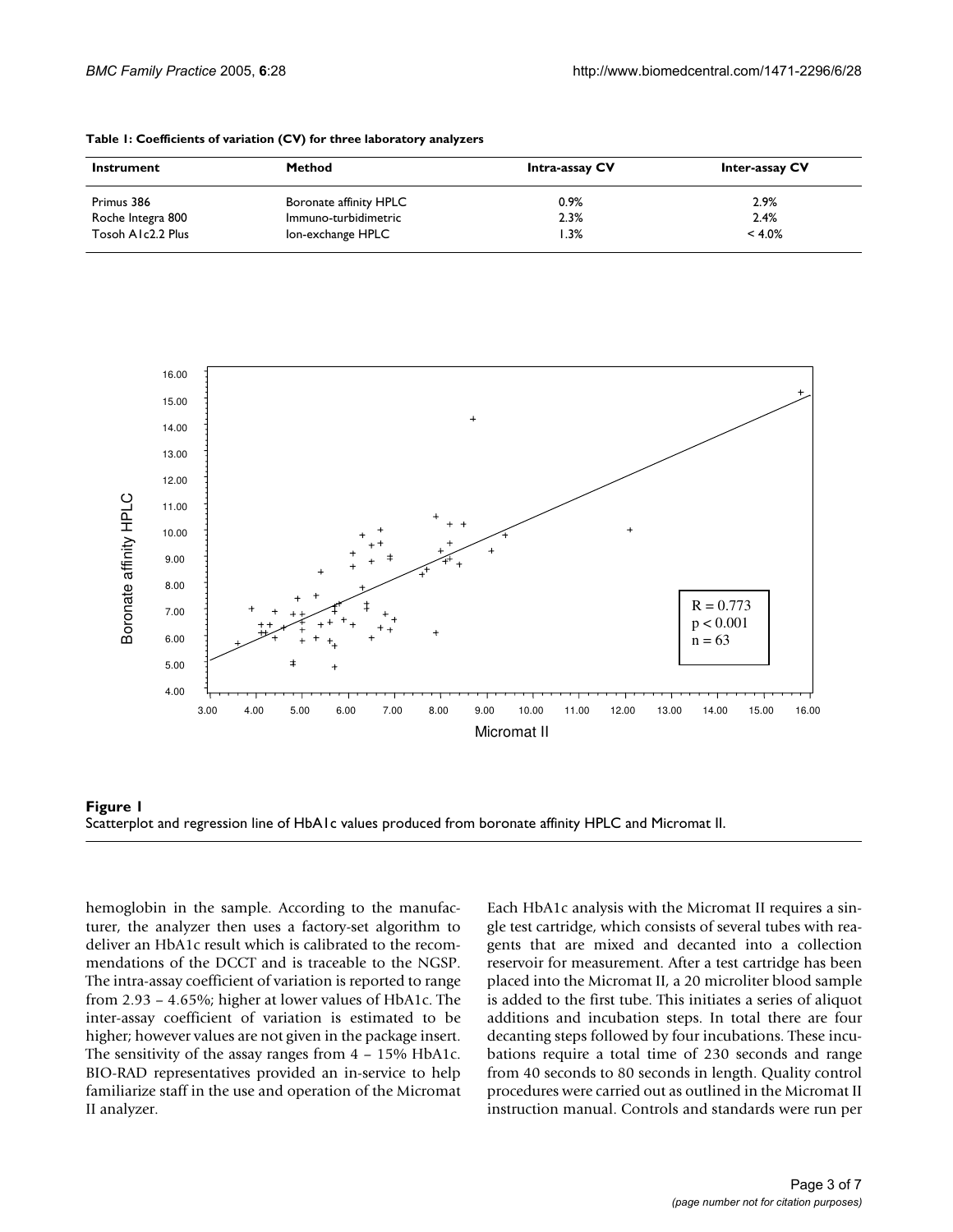**Table 1: Coefficients of variation (CV) for three laboratory analyzers**

| Instrument | Method | Intra-assay CV | Inter-assay CV |
|---|---|---|---|
| Primus 386 | Boronate affinity HPLC | 0.9% | 2.9% |
| Roche Integra 800 | Immuno-turbidimetric | 2.3% | 2.4% |
| Tosoh A1c2.2 Plus | Ion-exchange HPLC | 1.3% | < 4.0% |

**Figure 1**
Scatterplot and regression line of HbA1c values produced from boronate affinity HPLC and Micromat II.

hemoglobin in the sample. According to the manufacturer, the analyzer then uses a factory-set algorithm to deliver an HbA1c result which is calibrated to the recommendations of the DCCT and is traceable to the NGSP. The intra-assay coefficient of variation is reported to range from 2.93 – 4.65%; higher at lower values of HbA1c. The inter-assay coefficient of variation is estimated to be higher; however values are not given in the package insert. The sensitivity of the assay ranges from 4 – 15% HbA1c. BIO-RAD representatives provided an in-service to help familiarize staff in the use and operation of the Micromat II analyzer.

Each HbA1c analysis with the Micromat II requires a single test cartridge, which consists of several tubes with reagents that are mixed and decanted into a collection reservoir for measurement. After a test cartridge has been placed into the Micromat II, a 20 microliter blood sample is added to the first tube. This initiates a series of aliquot additions and incubation steps. In total there are four decanting steps followed by four incubations. These incubations require a total time of 230 seconds and range from 40 seconds to 80 seconds in length. Quality control procedures were carried out as outlined in the Micromat II instruction manual. Controls and standards were run per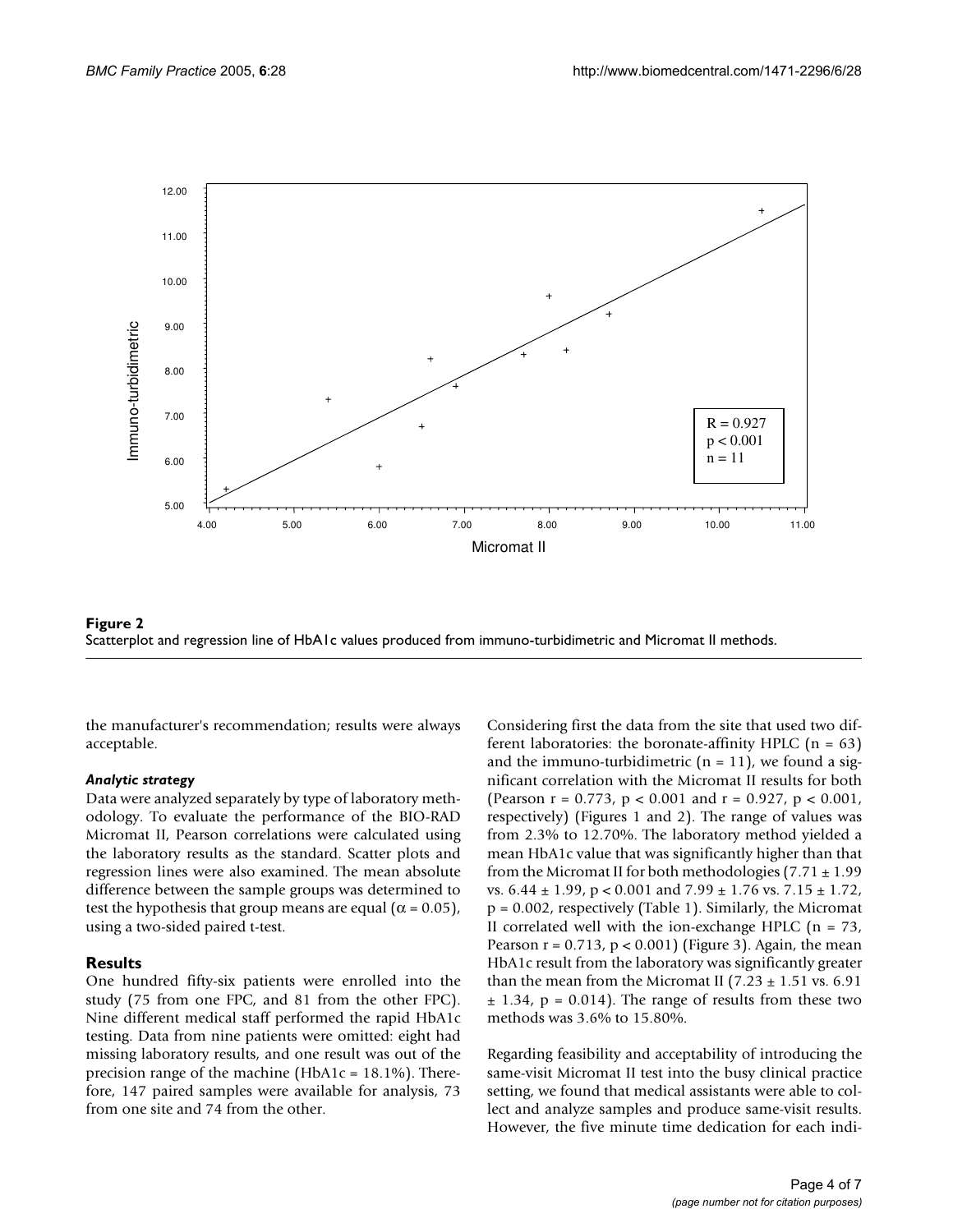**Figure 2**
Scatterplot and regression line of HbA1c values produced from immuno-turbidimetric and Micromat II methods.

the manufacturer's recommendation; results were always acceptable.

### *Analytic strategy*

Data were analyzed separately by type of laboratory methodology. To evaluate the performance of the BIO-RAD Micromat II, Pearson correlations were calculated using the laboratory results as the standard. Scatter plots and regression lines were also examined. The mean absolute difference between the sample groups was determined to test the hypothesis that group means are equal ($\alpha = 0.05$), using a two-sided paired t-test.

## Results

One hundred fifty-six patients were enrolled into the study (75 from one FPC, and 81 from the other FPC). Nine different medical staff performed the rapid HbA1c testing. Data from nine patients were omitted: eight had missing laboratory results, and one result was out of the precision range of the machine (HbA1c = 18.1%). Therefore, 147 paired samples were available for analysis, 73 from one site and 74 from the other.

Considering first the data from the site that used two different laboratories: the boronate-affinity HPLC (n = 63) and the immuno-turbidimetric (n = 11), we found a significant correlation with the Micromat II results for both (Pearson $r = 0.773$, $p < 0.001$ and $r = 0.927$, $p < 0.001$, respectively) (Figures 1 and 2). The range of values was from 2.3% to 12.70%. The laboratory method yielded a mean HbA1c value that was significantly higher than that from the Micromat II for both methodologies ($7.71 \pm 1.99$ vs. $6.44 \pm 1.99$, $p < 0.001$ and $7.99 \pm 1.76$ vs. $7.15 \pm 1.72$, $p = 0.002$, respectively) (Table 1). Similarly, the Micromat II correlated well with the ion-exchange HPLC (n = 73, Pearson $r = 0.713$, $p < 0.001$) (Figure 3). Again, the mean HbA1c result from the laboratory was significantly greater than the mean from the Micromat II ($7.23 \pm 1.51$ vs. $6.91 \pm 1.34$, $p = 0.014$). The range of results from these two methods was 3.6% to 15.80%.

Regarding feasibility and acceptability of introducing the same-visit Micromat II test into the busy clinical practice setting, we found that medical assistants were able to collect and analyze samples and produce same-visit results. However, the five minute time dedication for each indi-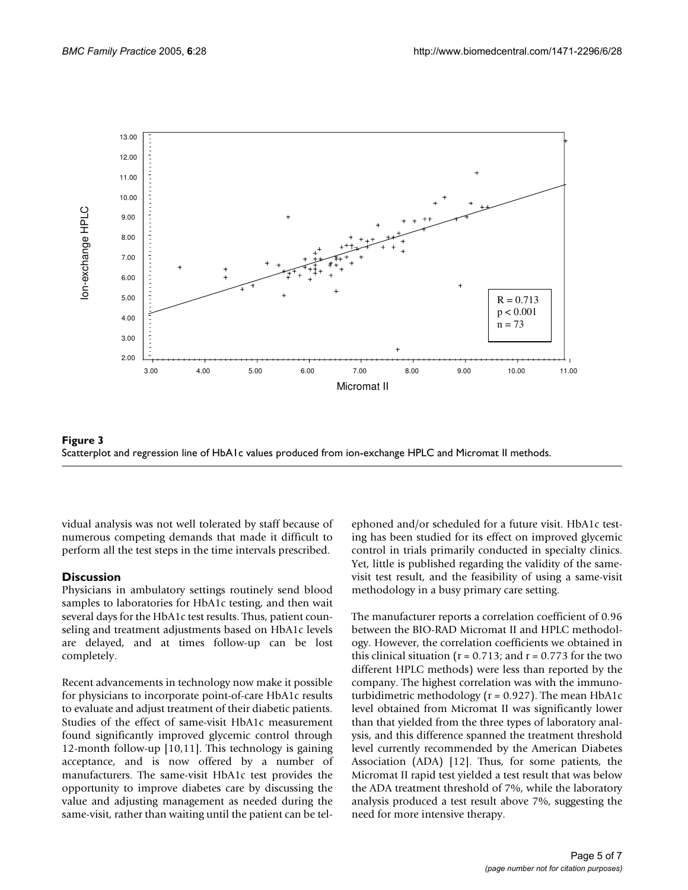**Figure 3**
Scatterplot and regression line of HbA1c values produced from ion-exchange HPLC and Micromat II methods.

vidual analysis was not well tolerated by staff because of numerous competing demands that made it difficult to perform all the test steps in the time intervals prescribed.

## Discussion

Physicians in ambulatory settings routinely send blood samples to laboratories for HbA1c testing, and then wait several days for the HbA1c test results. Thus, patient counseling and treatment adjustments based on HbA1c levels are delayed, and at times follow-up can be lost completely.

Recent advancements in technology now make it possible for physicians to incorporate point-of-care HbA1c results to evaluate and adjust treatment of their diabetic patients. Studies of the effect of same-visit HbA1c measurement found significantly improved glycemic control through 12-month follow-up [10,11]. This technology is gaining acceptance, and is now offered by a number of manufacturers. The same-visit HbA1c test provides the opportunity to improve diabetes care by discussing the value and adjusting management as needed during the same-visit, rather than waiting until the patient can be telephoned and/or scheduled for a future visit. HbA1c testing has been studied for its effect on improved glycemic control in trials primarily conducted in specialty clinics. Yet, little is published regarding the validity of the same-visit test result, and the feasibility of using a same-visit methodology in a busy primary care setting.

The manufacturer reports a correlation coefficient of 0.96 between the BIO-RAD Micromat II and HPLC methodology. However, the correlation coefficients we obtained in this clinical situation ($r = 0.713$; and $r = 0.773$ for the two different HPLC methods) were less than reported by the company. The highest correlation was with the immunoturbidimetric methodology ($r = 0.927$). The mean HbA1c level obtained from Micromat II was significantly lower than that yielded from the three types of laboratory analysis, and this difference spanned the treatment threshold level currently recommended by the American Diabetes Association (ADA) [12]. Thus, for some patients, the Micromat II rapid test yielded a test result that was below the ADA treatment threshold of 7%, while the laboratory analysis produced a test result above 7%, suggesting the need for more intensive therapy.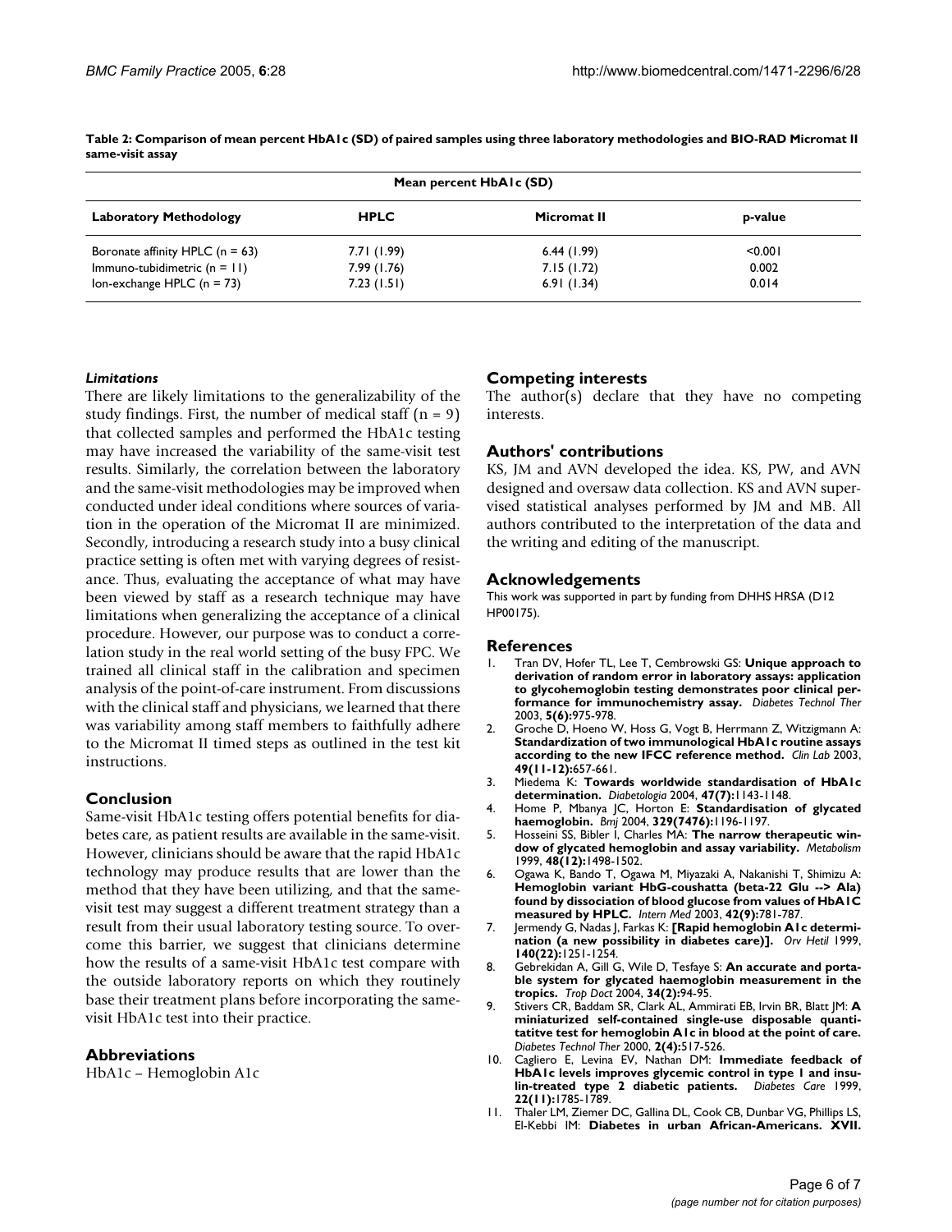**Table 2: Comparison of mean percent HbA1c (SD) of paired samples using three laboratory methodologies and BIO-RAD Micromat II same-visit assay**

| | Mean percent HbA1c (SD) | | |
|---|---|---|---|
| **Laboratory Methodology** | **HPLC** | **Micromat II** | **p-value** |
| Boronate affinity HPLC (n = 63) | 7.71 (1.99) | 6.44 (1.99) | <0.001 |
| Immuno-tubidimetric (n = 11) | 7.99 (1.76) | 7.15 (1.72) | 0.002 |
| Ion-exchange HPLC (n = 73) | 7.23 (1.51) | 6.91 (1.34) | 0.014 |

### *Limitations*

There are likely limitations to the generalizability of the study findings. First, the number of medical staff (n = 9) that collected samples and performed the HbA1c testing may have increased the variability of the same-visit test results. Similarly, the correlation between the laboratory and the same-visit methodologies may be improved when conducted under ideal conditions where sources of variation in the operation of the Micromat II are minimized. Secondly, introducing a research study into a busy clinical practice setting is often met with varying degrees of resistance. Thus, evaluating the acceptance of what may have been viewed by staff as a research technique may have limitations when generalizing the acceptance of a clinical procedure. However, our purpose was to conduct a correlation study in the real world setting of the busy FPC. We trained all clinical staff in the calibration and specimen analysis of the point-of-care instrument. From discussions with the clinical staff and physicians, we learned that there was variability among staff members to faithfully adhere to the Micromat II timed steps as outlined in the test kit instructions.

## Conclusion

Same-visit HbA1c testing offers potential benefits for diabetes care, as patient results are available in the same-visit. However, clinicians should be aware that the rapid HbA1c technology may produce results that are lower than the method that they have been utilizing, and that the same-visit test may suggest a different treatment strategy than a result from their usual laboratory testing source. To overcome this barrier, we suggest that clinicians determine how the results of a same-visit HbA1c test compare with the outside laboratory reports on which they routinely base their treatment plans before incorporating the same-visit HbA1c test into their practice.

## Abbreviations

HbA1c – Hemoglobin A1c

## Competing interests

The author(s) declare that they have no competing interests.

## Authors' contributions

KS, JM and AVN developed the idea. KS, PW, and AVN designed and oversaw data collection. KS and AVN supervised statistical analyses performed by JM and MB. All authors contributed to the interpretation of the data and the writing and editing of the manuscript.

## Acknowledgements

This work was supported in part by funding from DHHS HRSA (D12 HP00175).

## References

1. Tran DV, Hofer TL, Lee T, Cembrowski GS: **Unique approach to derivation of random error in laboratory assays: application to glycohemoglobin testing demonstrates poor clinical performance for immunochemistry assay.** *Diabetes Technol Ther* 2003, **5(6):**975-978.
2. Groche D, Hoeno W, Hoss G, Vogt B, Herrmann Z, Witzigmann A: **Standardization of two immunological HbA1c routine assays according to the new IFCC reference method.** *Clin Lab* 2003, **49(11-12):**657-661.
3. Miedema K: **Towards worldwide standardisation of HbA1c determination.** *Diabetologia* 2004, **47(7):**1143-1148.
4. Home P, Mbanya JC, Horton E: **Standardisation of glycated haemoglobin.** *Bmj* 2004, **329(7476):**1196-1197.
5. Hosseini SS, Bibler I, Charles MA: **The narrow therapeutic window of glycated hemoglobin and assay variability.** *Metabolism* 1999, **48(12):**1498-1502.
6. Ogawa K, Bando T, Ogawa M, Miyazaki A, Nakanishi T, Shimizu A: **Hemoglobin variant HbG-coushatta (beta-22 Glu --> Ala) found by dissociation of blood glucose from values of HbA1C measured by HPLC.** *Intern Med* 2003, **42(9):**781-787.
7. Jermendy G, Nadas J, Farkas K: **[Rapid hemoglobin A1c determination (a new possibility in diabetes care)].** *Orv Hetil* 1999, **140(22):**1251-1254.
8. Gebrekidan A, Gill G, Wile D, Tesfaye S: **An accurate and portable system for glycated haemoglobin measurement in the tropics.** *Trop Doct* 2004, **34(2):**94-95.
9. Stivers CR, Baddam SR, Clark AL, Ammirati EB, Irvin BR, Blatt JM: **A miniaturized self-contained single-use disposable quantitatitve test for hemoglobin A1c in blood at the point of care.** *Diabetes Technol Ther* 2000, **2(4):**517-526.
10. Cagliero E, Levina EV, Nathan DM: **Immediate feedback of HbA1c levels improves glycemic control in type 1 and insulin-treated type 2 diabetic patients.** *Diabetes Care* 1999, **22(11):**1785-1789.
11. Thaler LM, Ziemer DC, Gallina DL, Cook CB, Dunbar VG, Phillips LS, El-Kebbi IM: **Diabetes in urban African-Americans. XVII.**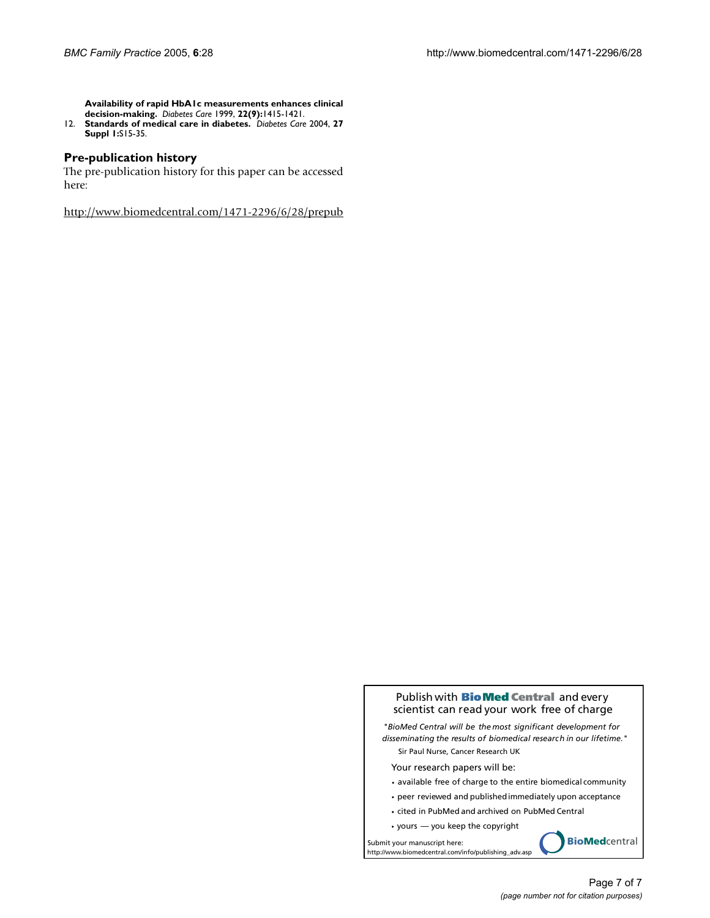**Availability of rapid HbA1c measurements enhances clinical decision-making.** *Diabetes Care* 1999, **22(9):**1415-1421.

12. **Standards of medical care in diabetes.** *Diabetes Care* 2004, **27 Suppl 1:**S15-35.

## Pre-publication history

The pre-publication history for this paper can be accessed here:

http://www.biomedcentral.com/1471-2296/6/28/prepub

Publish with **BioMed Central** and every scientist can read your work free of charge

*"BioMed Central will be the most significant development for disseminating the results of biomedical research in our lifetime."*

Sir Paul Nurse, Cancer Research UK

Your research papers will be:

- available free of charge to the entire biomedical community
- peer reviewed and published immediately upon acceptance
- cited in PubMed and archived on PubMed Central
- yours — you keep the copyright

Submit your manuscript here:
http://www.biomedcentral.com/info/publishing_adv.asp

**BioMed**central